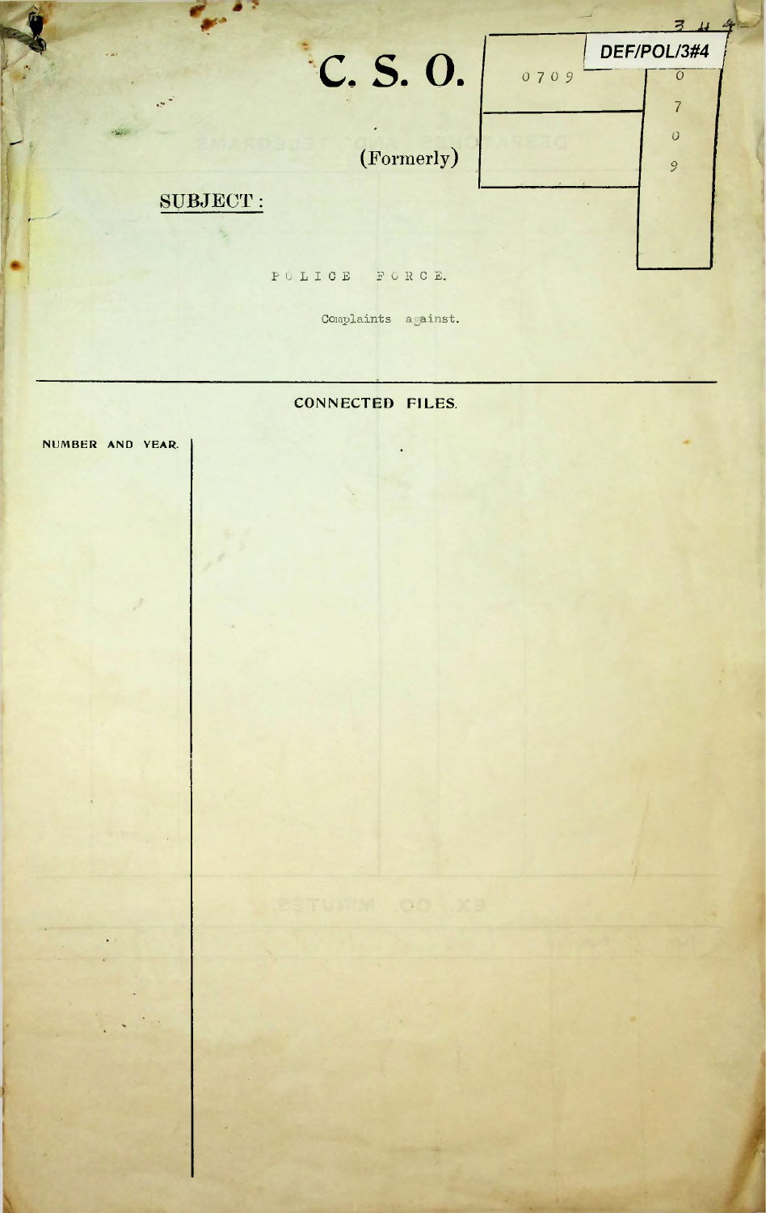# C. S. O.

0709

DEF/POL/3#4

0
7
0
9

(Formerly)

**SUBJECT:**

POLICE FORCE.

Complaints against.

---

**CONNECTED FILES.**

| NUMBER AND YEAR. | |
|---|---|
| | |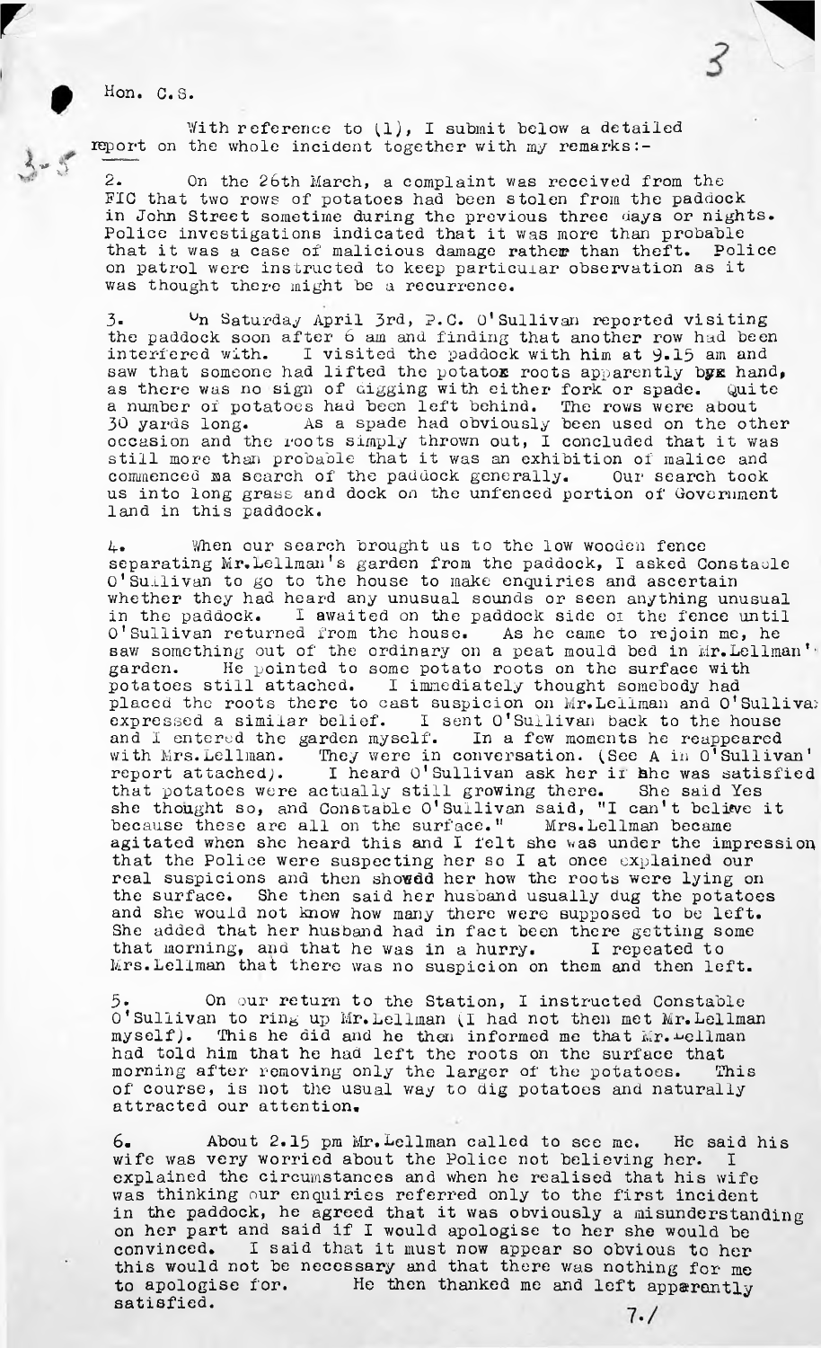Hon. C.S.

With reference to (1), I submit below a detailed report on the whole incident together with my remarks:-

2. On the 26th March, a complaint was received from the FIC that two rows of potatoes had been stolen from the paddock in John Street sometime during the previous three days or nights. Police investigations indicated that it was more than probable that it was a case of malicious damage rather than theft. Police on patrol were instructed to keep particular observation as it was thought there might be a recurrence.

3. On Saturday April 3rd, P.C. O'Sullivan reported visiting the paddock soon after 6 am and finding that another row had been interfered with. I visited the paddock with him at 9.15 am and saw that someone had lifted the potato roots apparently by hand, as there was no sign of digging with either fork or spade. Quite a number of potatoes had been left behind. The rows were about 30 yards long. As a spade had obviously been used on the other occasion and the roots simply thrown out, I concluded that it was still more than probable that it was an exhibition of malice and commenced a search of the paddock generally. Our search took us into long grass and dock on the unfenced portion of Government land in this paddock.

4. When our search brought us to the low wooden fence separating Mr.Lellman's garden from the paddock, I asked Constable O'Sullivan to go to the house to make enquiries and ascertain whether they had heard any unusual sounds or seen anything unusual in the paddock. I awaited on the paddock side of the fence until O'Sullivan returned from the house. As he came to rejoin me, he saw something out of the ordinary on a peat mould bed in Mr.Lellman's garden. He pointed to some potato roots on the surface with potatoes still attached. I immediately thought somebody had placed the roots there to cast suspicion on Mr.Lellman and O'Sullivan expressed a similar belief. I sent O'Sullivan back to the house and I entered the garden myself. In a few moments he reappeared with Mrs.Lellman. They were in conversation. (See A in O'Sullivan's report attached). I heard O'Sullivan ask her if she was satisfied that potatoes were actually still growing there. She said Yes she thought so, and Constable O'Sullivan said, "I can't believe it because these are all on the surface." Mrs.Lellman became agitated when she heard this and I felt she was under the impression that the Police were suspecting her so I at once explained our real suspicions and then showed her how the roots were lying on the surface. She then said her husband usually dug the potatoes and she would not know how many there were supposed to be left. She added that her husband had in fact been there getting some that morning, and that he was in a hurry. I repeated to Mrs.Lellman that there was no suspicion on them and then left.

5. On our return to the Station, I instructed Constable O'Sullivan to ring up Mr.Lellman (I had not then met Mr.Lellman myself). This he did and he then informed me that Mr.Lellman had told him that he had left the roots on the surface that morning after removing only the larger of the potatoes. This of course, is not the usual way to dig potatoes and naturally attracted our attention.

6. About 2.15 pm Mr.Lellman called to see me. He said his wife was very worried about the Police not believing her. I explained the circumstances and when he realised that his wife was thinking our enquiries referred only to the first incident in the paddock, he agreed that it was obviously a misunderstanding on her part and said if I would apologise to her she would be convinced. I said that it must now appear so obvious to her this would not be necessary and that there was nothing for me to apologise for. He then thanked me and left apparently satisfied.

7./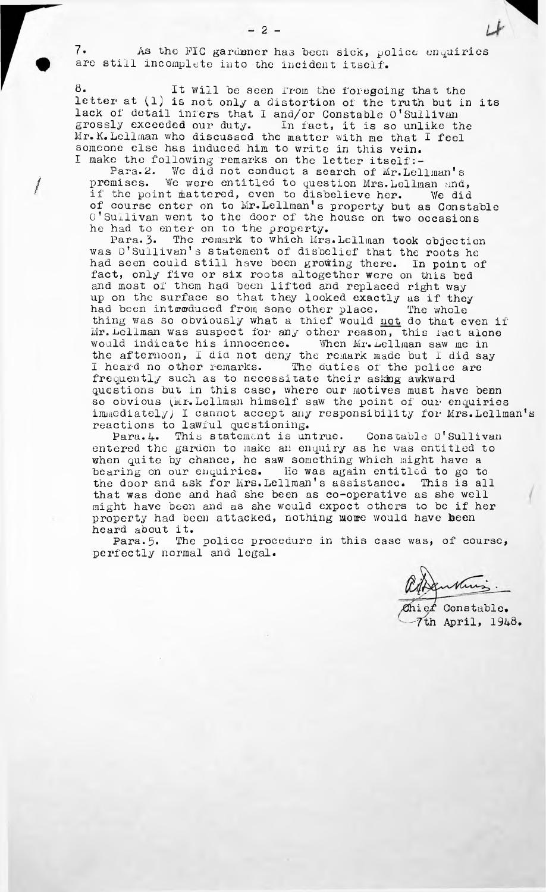7. As the FIC gardener has been sick, police enquiries are still incomplete into the incident itself.

8. It will be seen from the foregoing that the letter at (1) is not only a distortion of the truth but in its lack of detail infers that I and/or Constable O'Sullivan grossly exceeded our duty. In fact, it is so unlike the Mr. K. Lellman who discussed the matter with me that I feel someone else has induced him to write in this vein. I make the following remarks on the letter itself:-

Para. 2. We did not conduct a search of Mr. Lellman's premises. We were entitled to question Mrs. Lellman and, if the point mattered, even to disbelieve her. We did of course enter on to Mr. Lellman's property but as Constable O'Sullivan went to the door of the house on two occasions he had to enter on to the property.

Para. 3. The remark to which Mrs. Lellman took objection was O'Sullivan's statement of disbelief that the roots he had seen could still have been growing there. In point of fact, only five or six roots altogether were on this bed and most of them had been lifted and replaced right way up on the surface so that they looked exactly as if they had been introoduced from some other place. The whole thing was so obviously what a thief would not do that even if Mr. Lellman was suspect for any other reason, this fact alone would indicate his innocence. When Mr. Lellman saw me in the afternoon, I did not deny the remark made but I did say I heard no other remarks. The duties of the police are frequently such as to necessitate their asking awkward questions but in this case, where our motives must have been so obvious (Mr. Lellman himself saw the point of our enquiries immediately) I cannot accept any responsibility for Mrs. Lellman's reactions to lawful questioning.

Para. 4. This statement is untrue. Constable O'Sullivan entered the garden to make an enquiry as he was entitled to when quite by chance, he saw something which might have a bearing on our enquiries. He was again entitled to go to the door and ask for Mrs. Lellman's assistance. This is all that was done and had she been as co-operative as she well might have been and as she would expect others to be if her property had been attacked, nothing more would have been heard about it.

Para. 5. The police procedure in this case was, of course, perfectly normal and legal.

Chief Constable.
7th April, 1948.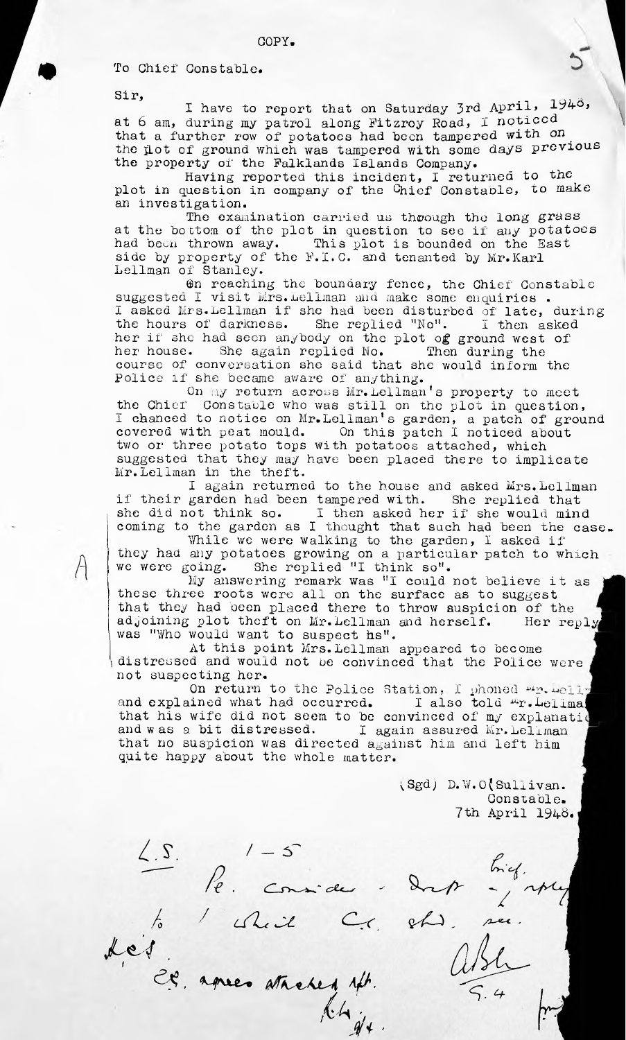COPY.

To Chief Constable.

Sir,

I have to report that on Saturday 3rd April, 1948, at 6 am, during my patrol along Fitzroy Road, I noticed that a further row of potatoes had been tampered with on the plot of ground which was tampered with some days previous the property of the Falklands Islands Company.

Having reported this incident, I returned to the plot in question in company of the Chief Constable, to make an investigation.

The examination carried us thoough the long grass at the bottom of the plot in question to see if any potatoes had been thrown away. This plot is bounded on the East side by property of the F.I.C. and tenanted by Mr.Karl Lellman of Stanley.

On reaching the boundary fence, the Chief Constable suggested I visit Mrs.Lellman and make some enquiries. I asked Mrs.Lellman if she had been disturbed of late, during the hours of darkness. She replied "No". I then asked her if she had seen anybody on the plot of ground west of her house. She again replied No. Then during the course of conversation she said that she would inform the Police if she became aware of anything.

On my return across Mr.Lellman's property to meet the Chief Constable who was still on the plot in question, I chanced to notice on Mr.Lellman's garden, a patch of ground covered with peat mould. On this patch I noticed about two or three potato tops with potatoes attached, which suggested that they may have been placed there to implicate Mr.Lellman in the theft.

I again returned to the house and asked Mrs.Lellman if their garden had been tampered with. She replied that she did not think so. I then asked her if she would mind coming to the garden as I thought that such had been the case.

A While we were walking to the garden, I asked if they had any potatoes growing on a particular patch to which we were going. She replied "I think so".

My answering remark was "I could not believe it as these three roots were all on the surface as to suggest that they had been placed there to throw suspicion of the adjoining plot theft on Mr.Lellman and herself. Her reply was "Who would want to suspect us".

At this point Mrs.Lellman appeared to become distressed and would not be convinced that the Police were not suspecting her.

On return to the Police Station, I phoned Mr.Lell[man] and explained what had occurred. I also told Mr.Lellma[n] that his wife did not seem to be convinced of my explanati[on] and was a bit distressed. I again assured Mr.Lellman that no suspicion was directed against him and left him quite happy about the whole matter.

(Sgd) D.W.O'Sullivan.
Constable.
7th April 1948.

L.S. 1-5
Pl. consider draft of brief reply to Chief C. shd. see.
ABh 5.4

C.S. agrees attached reply. [initials] 9/4.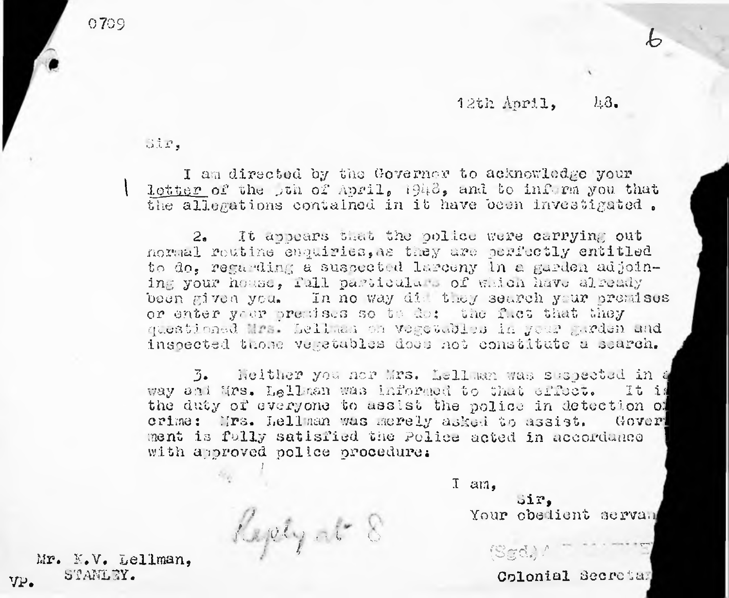0709

6

12th April, 48.

Sir,

I am directed by the Governor to acknowledge your letter of the 5th of April, 1948, and to inform you that the allegations contained in it have been investigated.

2. It appears that the police were carrying out normal routine enquiries, as they are perfectly entitled to do, regarding a suspected larceny in a garden adjoining your house, full particulars of which have already been given you. In no way did they search your premises or enter your premises so to do: the fact that they questioned Mrs. Lellman on vegetables in your garden and inspected those vegetables does not constitute a search.

3. Neither you nor Mrs. Lellman was suspected in a way and Mrs. Lellman was informed to that effect. It is the duty of everyone to assist the police in detection of crime: Mrs. Lellman was merely asked to assist. Government is fully satisfied the Police acted in accordance with approved police procedure.

I am,
Sir,
Your obedient servant

(Sgd.)

Colonial Secretary

Reply at 8

Mr. K.V. Lellman,
STANLEY.

VP.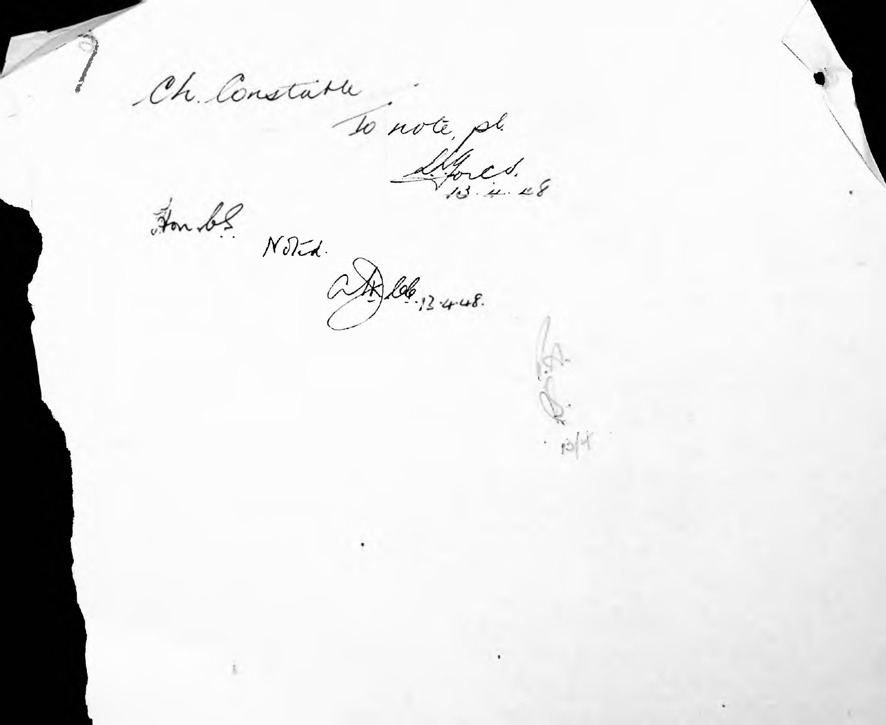Ch. Constable

To note, pl.

Sd/- 13.4.48

Hon. b.S.

Noted.

Sd/- 13.4.48.

Sd/- 13/4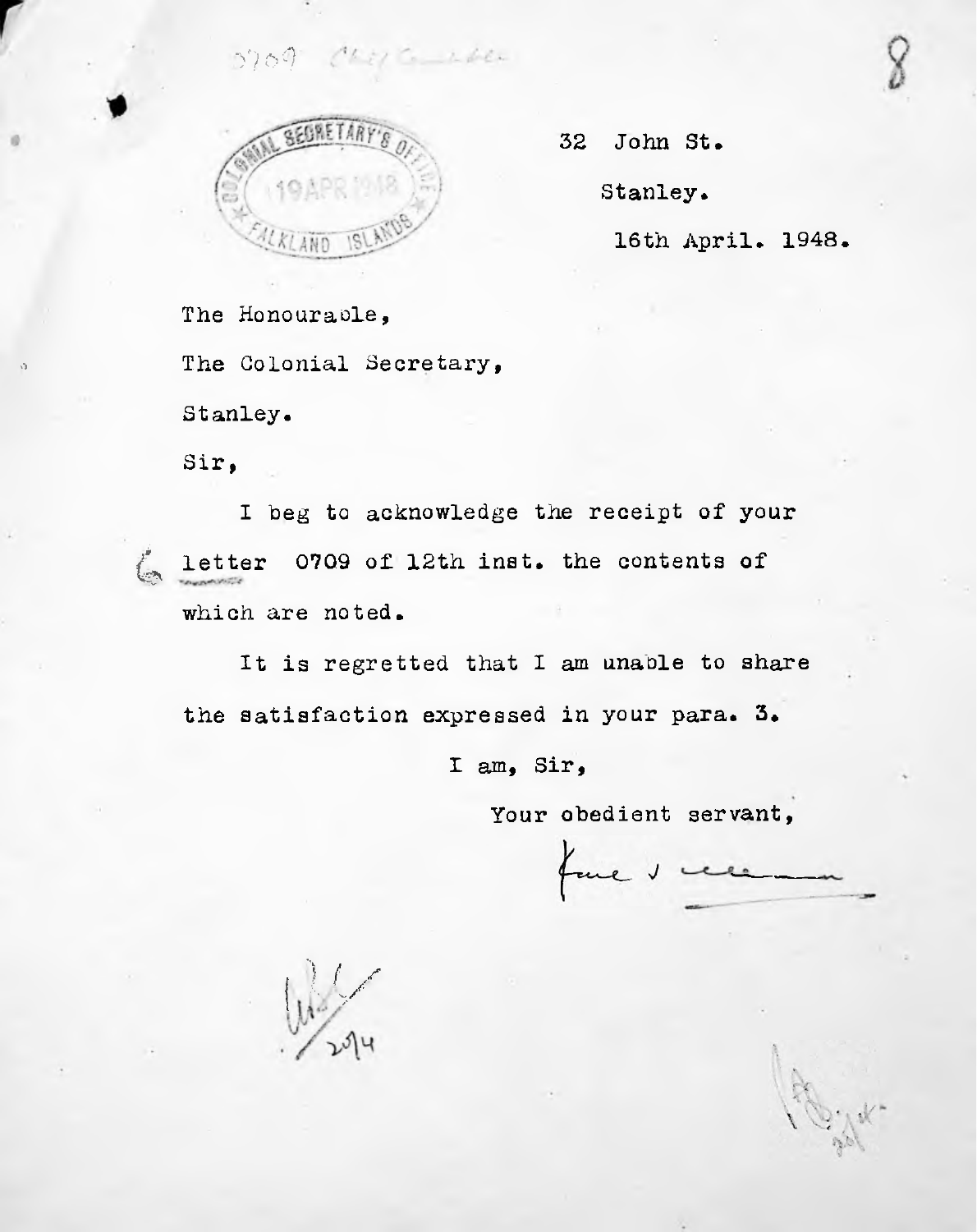0709 Chief Constable

COLONIAL SECRETARY'S OFFICE
19 APR 1948
FALKLAND ISLANDS

32 John St.

Stanley.

16th April. 1948.

The Honourable,

The Colonial Secretary,

Stanley.

Sir,

I beg to acknowledge the receipt of your letter 0709 of 12th inst. the contents of which are noted.

It is regretted that I am unable to share the satisfaction expressed in your para. 3.

I am, Sir,

Your obedient servant,